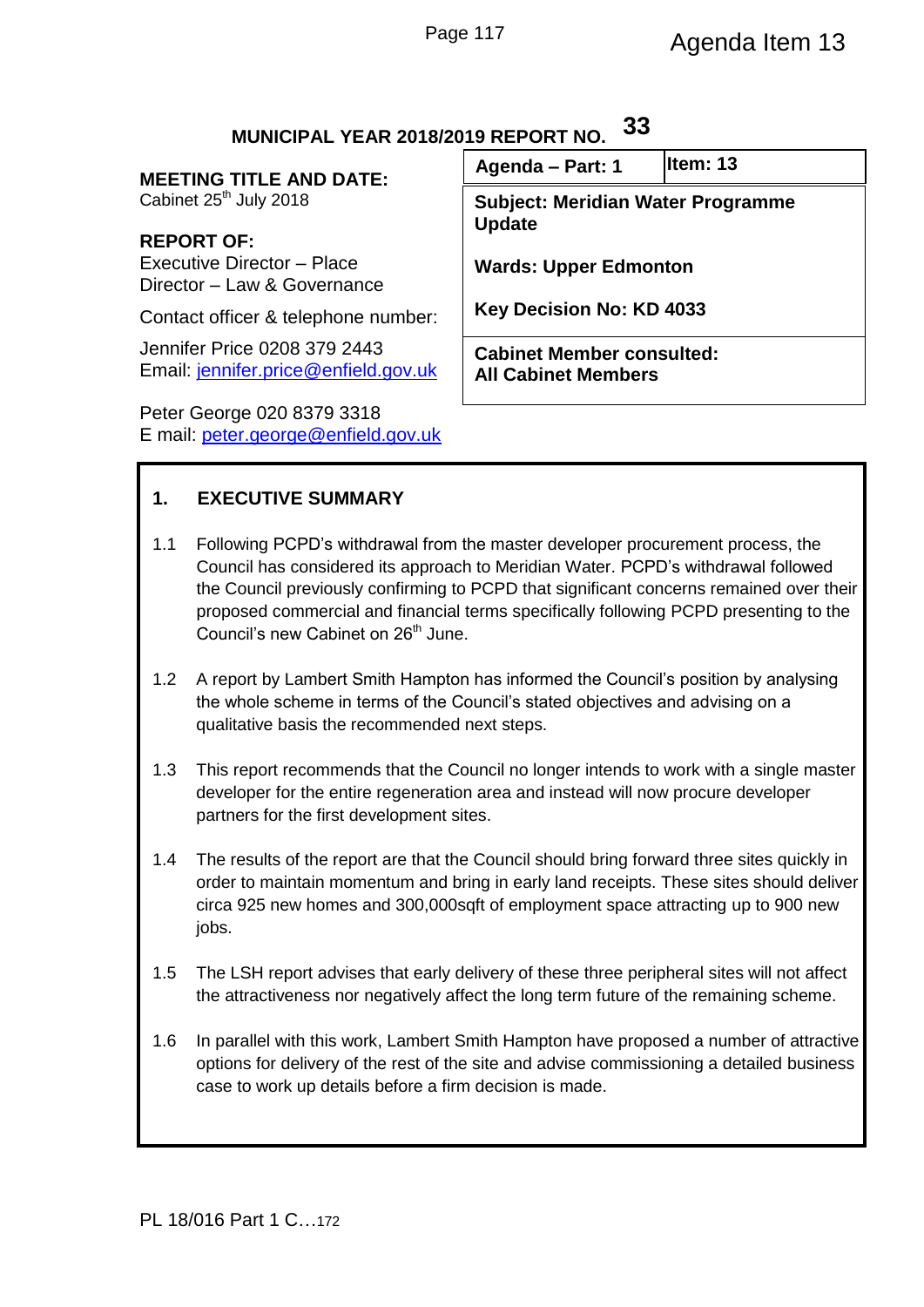Agenda Item 13

**MUNICIPAL YEAR 2018/2019 REPORT NO. 33**

| | |
|---|---|
| **MEETING TITLE AND DATE:**<br>Cabinet 25th July 2018 | **Agenda – Part: 1** / **Item: 13** |
| **REPORT OF:**<br>Executive Director – Place<br>Director – Law & Governance | **Subject: Meridian Water Programme Update**<br><br>**Wards: Upper Edmonton**<br><br>**Key Decision No: KD 4033** |
| Contact officer & telephone number:<br>Jennifer Price 0208 379 2443<br>Email: jennifer.price@enfield.gov.uk<br><br>Peter George 020 8379 3318<br>E mail: peter.george@enfield.gov.uk | **Cabinet Member consulted:**<br>**All Cabinet Members** |

## 1. EXECUTIVE SUMMARY

1.1 Following PCPD's withdrawal from the master developer procurement process, the Council has considered its approach to Meridian Water. PCPD's withdrawal followed the Council previously confirming to PCPD that significant concerns remained over their proposed commercial and financial terms specifically following PCPD presenting to the Council's new Cabinet on 26th June.

1.2 A report by Lambert Smith Hampton has informed the Council's position by analysing the whole scheme in terms of the Council's stated objectives and advising on a qualitative basis the recommended next steps.

1.3 This report recommends that the Council no longer intends to work with a single master developer for the entire regeneration area and instead will now procure developer partners for the first development sites.

1.4 The results of the report are that the Council should bring forward three sites quickly in order to maintain momentum and bring in early land receipts. These sites should deliver circa 925 new homes and 300,000sqft of employment space attracting up to 900 new jobs.

1.5 The LSH report advises that early delivery of these three peripheral sites will not affect the attractiveness nor negatively affect the long term future of the remaining scheme.

1.6 In parallel with this work, Lambert Smith Hampton have proposed a number of attractive options for delivery of the rest of the site and advise commissioning a detailed business case to work up details before a firm decision is made.

PL 18/016 Part 1 C…172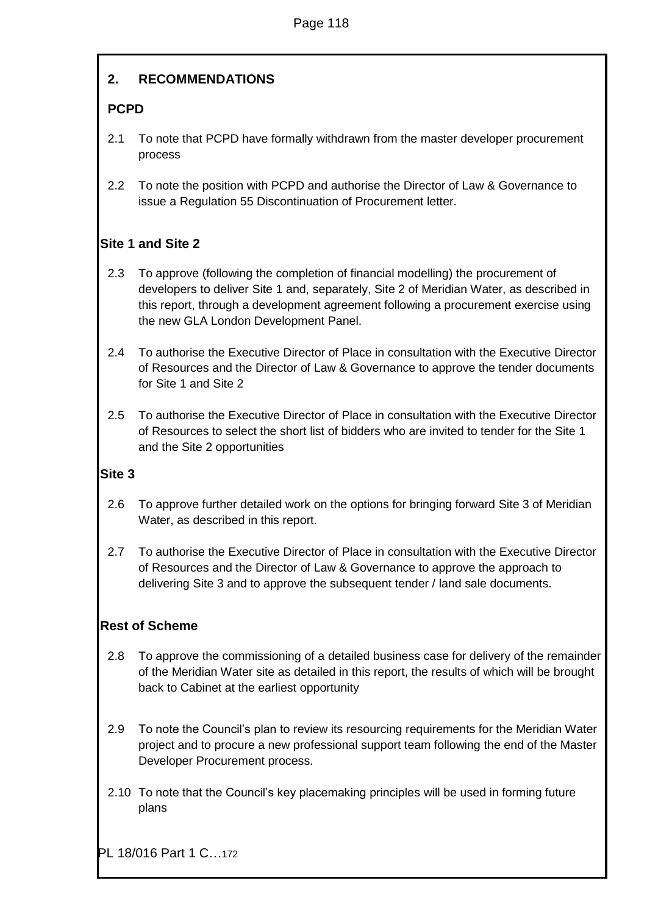## 2. RECOMMENDATIONS

### PCPD

2.1 To note that PCPD have formally withdrawn from the master developer procurement process

2.2 To note the position with PCPD and authorise the Director of Law & Governance to issue a Regulation 55 Discontinuation of Procurement letter.

### Site 1 and Site 2

2.3 To approve (following the completion of financial modelling) the procurement of developers to deliver Site 1 and, separately, Site 2 of Meridian Water, as described in this report, through a development agreement following a procurement exercise using the new GLA London Development Panel.

2.4 To authorise the Executive Director of Place in consultation with the Executive Director of Resources and the Director of Law & Governance to approve the tender documents for Site 1 and Site 2

2.5 To authorise the Executive Director of Place in consultation with the Executive Director of Resources to select the short list of bidders who are invited to tender for the Site 1 and the Site 2 opportunities

### Site 3

2.6 To approve further detailed work on the options for bringing forward Site 3 of Meridian Water, as described in this report.

2.7 To authorise the Executive Director of Place in consultation with the Executive Director of Resources and the Director of Law & Governance to approve the approach to delivering Site 3 and to approve the subsequent tender / land sale documents.

### Rest of Scheme

2.8 To approve the commissioning of a detailed business case for delivery of the remainder of the Meridian Water site as detailed in this report, the results of which will be brought back to Cabinet at the earliest opportunity

2.9 To note the Council's plan to review its resourcing requirements for the Meridian Water project and to procure a new professional support team following the end of the Master Developer Procurement process.

2.10 To note that the Council's key placemaking principles will be used in forming future plans

PL 18/016 Part 1 C…172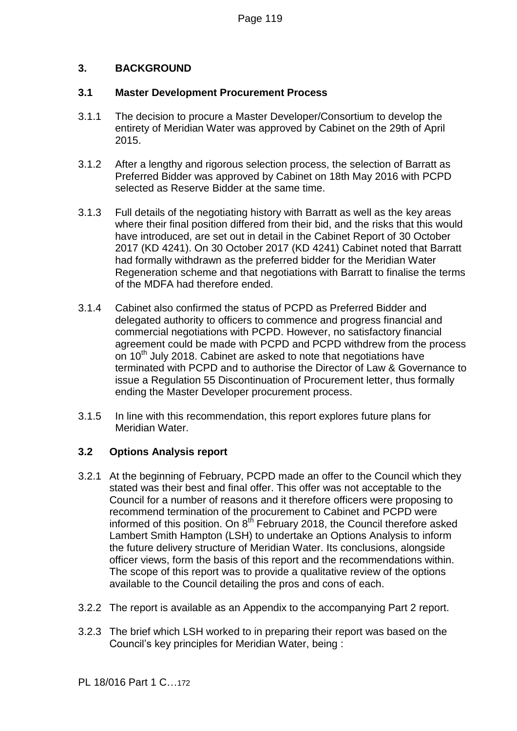## 3. BACKGROUND

### 3.1 Master Development Procurement Process

3.1.1 The decision to procure a Master Developer/Consortium to develop the entirety of Meridian Water was approved by Cabinet on the 29th of April 2015.

3.1.2 After a lengthy and rigorous selection process, the selection of Barratt as Preferred Bidder was approved by Cabinet on 18th May 2016 with PCPD selected as Reserve Bidder at the same time.

3.1.3 Full details of the negotiating history with Barratt as well as the key areas where their final position differed from their bid, and the risks that this would have introduced, are set out in detail in the Cabinet Report of 30 October 2017 (KD 4241). On 30 October 2017 (KD 4241) Cabinet noted that Barratt had formally withdrawn as the preferred bidder for the Meridian Water Regeneration scheme and that negotiations with Barratt to finalise the terms of the MDFA had therefore ended.

3.1.4 Cabinet also confirmed the status of PCPD as Preferred Bidder and delegated authority to officers to commence and progress financial and commercial negotiations with PCPD. However, no satisfactory financial agreement could be made with PCPD and PCPD withdrew from the process on 10th July 2018. Cabinet are asked to note that negotiations have terminated with PCPD and to authorise the Director of Law & Governance to issue a Regulation 55 Discontinuation of Procurement letter, thus formally ending the Master Developer procurement process.

3.1.5 In line with this recommendation, this report explores future plans for Meridian Water.

### 3.2 Options Analysis report

3.2.1 At the beginning of February, PCPD made an offer to the Council which they stated was their best and final offer. This offer was not acceptable to the Council for a number of reasons and it therefore officers were proposing to recommend termination of the procurement to Cabinet and PCPD were informed of this position. On 8th February 2018, the Council therefore asked Lambert Smith Hampton (LSH) to undertake an Options Analysis to inform the future delivery structure of Meridian Water. Its conclusions, alongside officer views, form the basis of this report and the recommendations within. The scope of this report was to provide a qualitative review of the options available to the Council detailing the pros and cons of each.

3.2.2 The report is available as an Appendix to the accompanying Part 2 report.

3.2.3 The brief which LSH worked to in preparing their report was based on the Council's key principles for Meridian Water, being :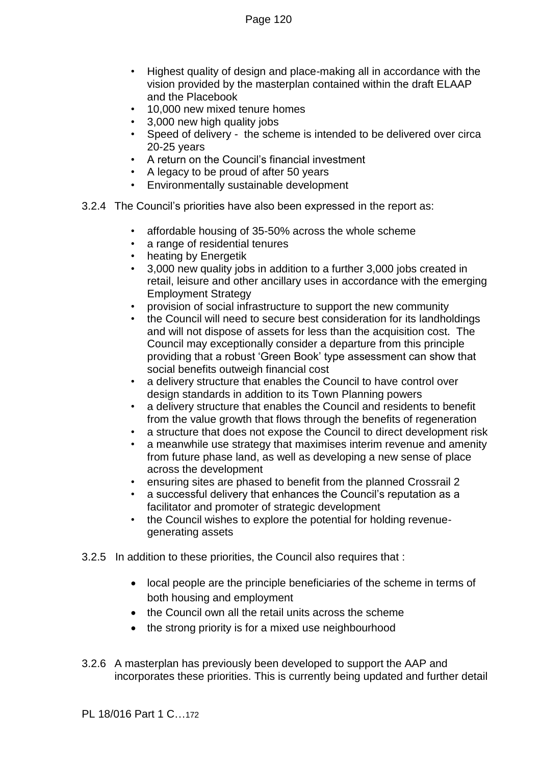- Highest quality of design and place-making all in accordance with the vision provided by the masterplan contained within the draft ELAAP and the Placebook
- 10,000 new mixed tenure homes
- 3,000 new high quality jobs
- Speed of delivery - the scheme is intended to be delivered over circa 20-25 years
- A return on the Council's financial investment
- A legacy to be proud of after 50 years
- Environmentally sustainable development

3.2.4 The Council's priorities have also been expressed in the report as:

- affordable housing of 35-50% across the whole scheme
- a range of residential tenures
- heating by Energetik
- 3,000 new quality jobs in addition to a further 3,000 jobs created in retail, leisure and other ancillary uses in accordance with the emerging Employment Strategy
- provision of social infrastructure to support the new community
- the Council will need to secure best consideration for its landholdings and will not dispose of assets for less than the acquisition cost. The Council may exceptionally consider a departure from this principle providing that a robust 'Green Book' type assessment can show that social benefits outweigh financial cost
- a delivery structure that enables the Council to have control over design standards in addition to its Town Planning powers
- a delivery structure that enables the Council and residents to benefit from the value growth that flows through the benefits of regeneration
- a structure that does not expose the Council to direct development risk
- a meanwhile use strategy that maximises interim revenue and amenity from future phase land, as well as developing a new sense of place across the development
- ensuring sites are phased to benefit from the planned Crossrail 2
- a successful delivery that enhances the Council's reputation as a facilitator and promoter of strategic development
- the Council wishes to explore the potential for holding revenue-generating assets

3.2.5 In addition to these priorities, the Council also requires that :

- local people are the principle beneficiaries of the scheme in terms of both housing and employment
- the Council own all the retail units across the scheme
- the strong priority is for a mixed use neighbourhood

3.2.6 A masterplan has previously been developed to support the AAP and incorporates these priorities. This is currently being updated and further detail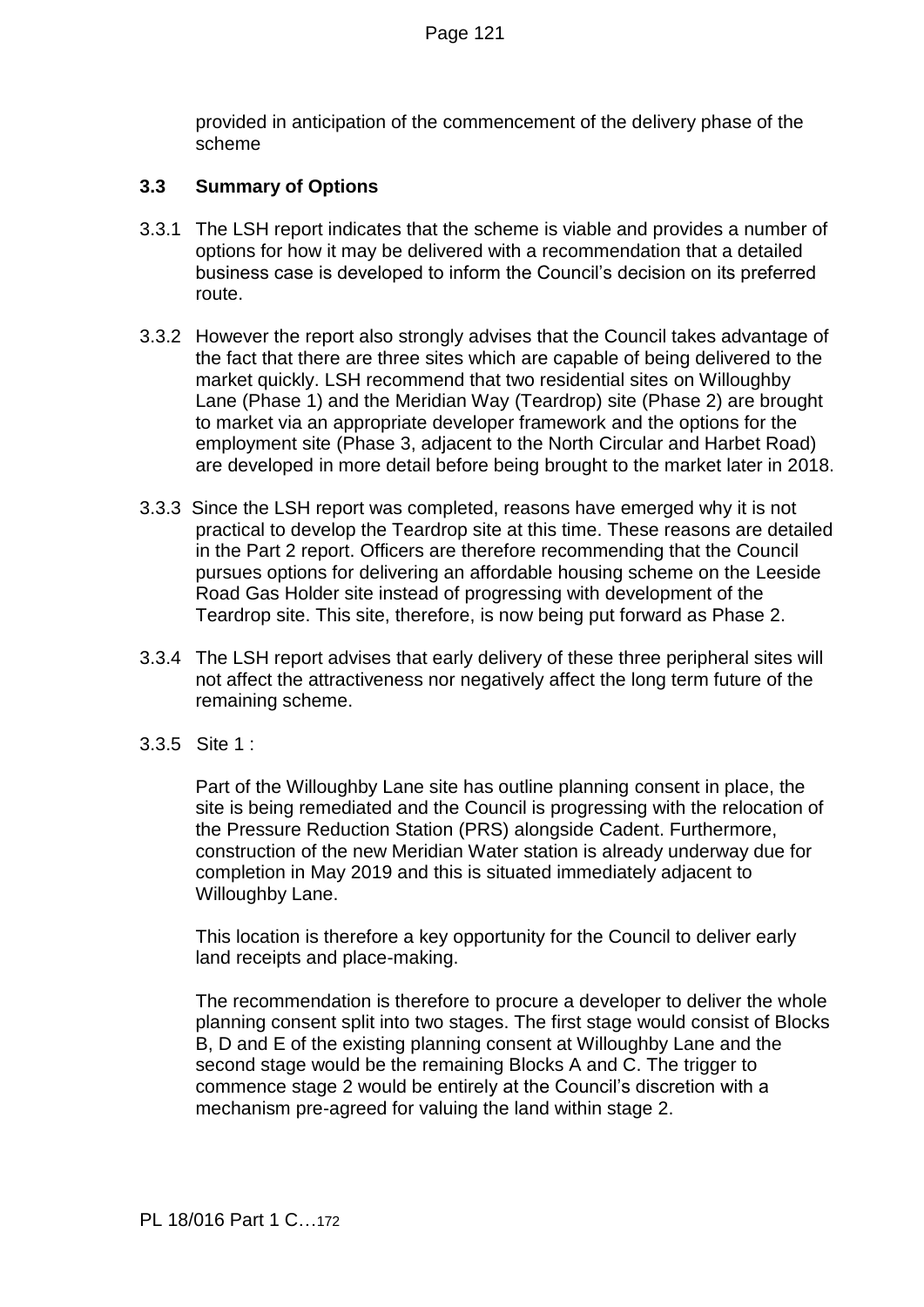provided in anticipation of the commencement of the delivery phase of the scheme

## 3.3 Summary of Options

3.3.1 The LSH report indicates that the scheme is viable and provides a number of options for how it may be delivered with a recommendation that a detailed business case is developed to inform the Council's decision on its preferred route.

3.3.2 However the report also strongly advises that the Council takes advantage of the fact that there are three sites which are capable of being delivered to the market quickly. LSH recommend that two residential sites on Willoughby Lane (Phase 1) and the Meridian Way (Teardrop) site (Phase 2) are brought to market via an appropriate developer framework and the options for the employment site (Phase 3, adjacent to the North Circular and Harbet Road) are developed in more detail before being brought to the market later in 2018.

3.3.3 Since the LSH report was completed, reasons have emerged why it is not practical to develop the Teardrop site at this time. These reasons are detailed in the Part 2 report. Officers are therefore recommending that the Council pursues options for delivering an affordable housing scheme on the Leeside Road Gas Holder site instead of progressing with development of the Teardrop site. This site, therefore, is now being put forward as Phase 2.

3.3.4 The LSH report advises that early delivery of these three peripheral sites will not affect the attractiveness nor negatively affect the long term future of the remaining scheme.

3.3.5 Site 1 :

Part of the Willoughby Lane site has outline planning consent in place, the site is being remediated and the Council is progressing with the relocation of the Pressure Reduction Station (PRS) alongside Cadent. Furthermore, construction of the new Meridian Water station is already underway due for completion in May 2019 and this is situated immediately adjacent to Willoughby Lane.

This location is therefore a key opportunity for the Council to deliver early land receipts and place-making.

The recommendation is therefore to procure a developer to deliver the whole planning consent split into two stages. The first stage would consist of Blocks B, D and E of the existing planning consent at Willoughby Lane and the second stage would be the remaining Blocks A and C. The trigger to commence stage 2 would be entirely at the Council's discretion with a mechanism pre-agreed for valuing the land within stage 2.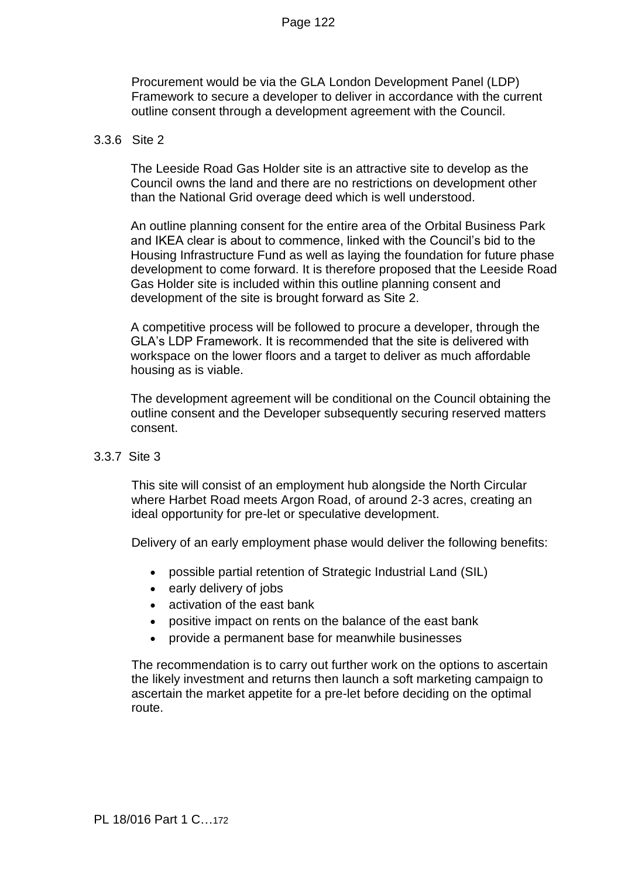Procurement would be via the GLA London Development Panel (LDP) Framework to secure a developer to deliver in accordance with the current outline consent through a development agreement with the Council.

3.3.6 Site 2

The Leeside Road Gas Holder site is an attractive site to develop as the Council owns the land and there are no restrictions on development other than the National Grid overage deed which is well understood.

An outline planning consent for the entire area of the Orbital Business Park and IKEA clear is about to commence, linked with the Council's bid to the Housing Infrastructure Fund as well as laying the foundation for future phase development to come forward. It is therefore proposed that the Leeside Road Gas Holder site is included within this outline planning consent and development of the site is brought forward as Site 2.

A competitive process will be followed to procure a developer, through the GLA's LDP Framework. It is recommended that the site is delivered with workspace on the lower floors and a target to deliver as much affordable housing as is viable.

The development agreement will be conditional on the Council obtaining the outline consent and the Developer subsequently securing reserved matters consent.

3.3.7 Site 3

This site will consist of an employment hub alongside the North Circular where Harbet Road meets Argon Road, of around 2-3 acres, creating an ideal opportunity for pre-let or speculative development.

Delivery of an early employment phase would deliver the following benefits:

- possible partial retention of Strategic Industrial Land (SIL)
- early delivery of jobs
- activation of the east bank
- positive impact on rents on the balance of the east bank
- provide a permanent base for meanwhile businesses

The recommendation is to carry out further work on the options to ascertain the likely investment and returns then launch a soft marketing campaign to ascertain the market appetite for a pre-let before deciding on the optimal route.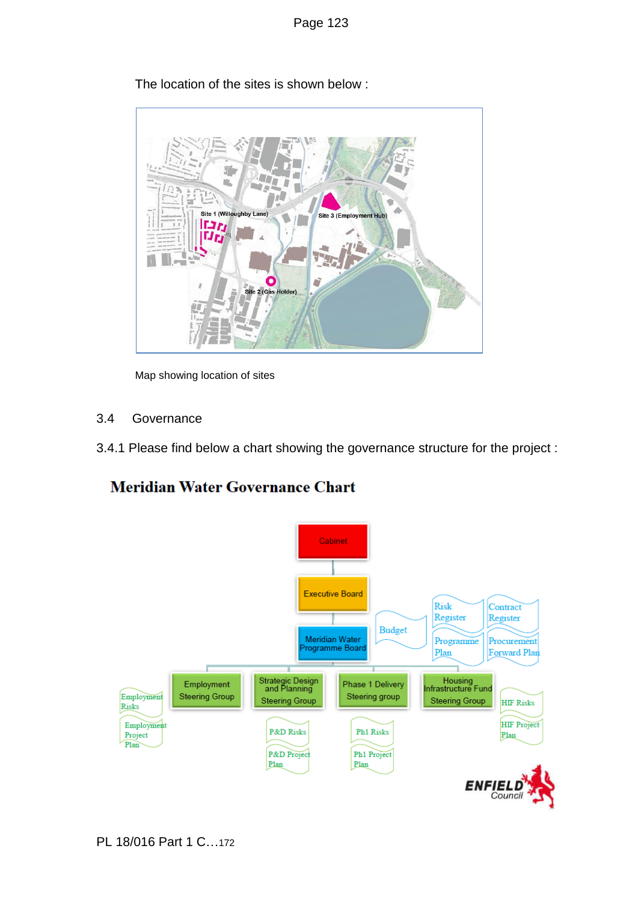The location of the sites is shown below :

Map showing location of sites

3.4 Governance

3.4.1 Please find below a chart showing the governance structure for the project :

**Meridian Water Governance Chart**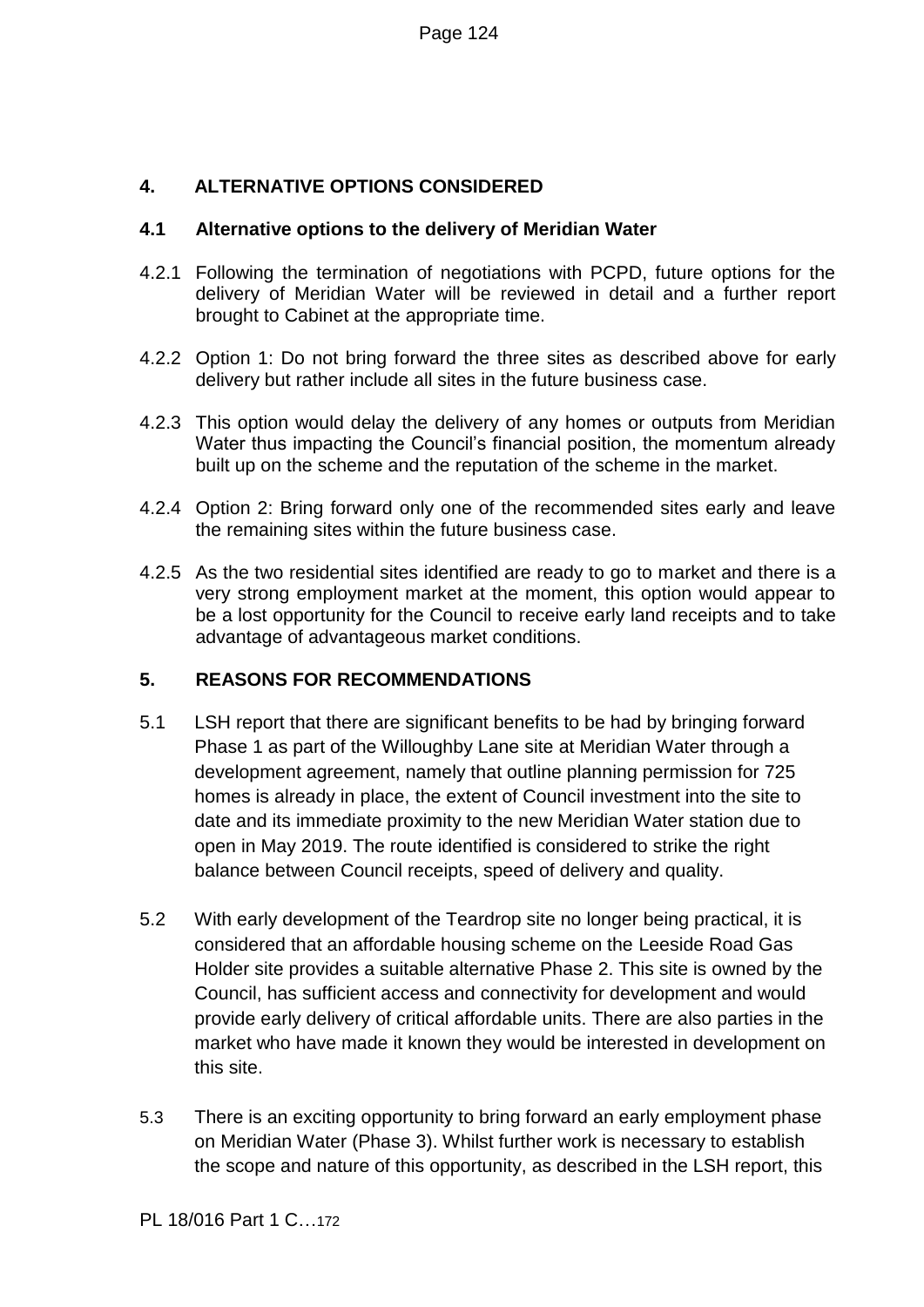## 4. ALTERNATIVE OPTIONS CONSIDERED

### 4.1 Alternative options to the delivery of Meridian Water

4.2.1 Following the termination of negotiations with PCPD, future options for the delivery of Meridian Water will be reviewed in detail and a further report brought to Cabinet at the appropriate time.

4.2.2 Option 1: Do not bring forward the three sites as described above for early delivery but rather include all sites in the future business case.

4.2.3 This option would delay the delivery of any homes or outputs from Meridian Water thus impacting the Council's financial position, the momentum already built up on the scheme and the reputation of the scheme in the market.

4.2.4 Option 2: Bring forward only one of the recommended sites early and leave the remaining sites within the future business case.

4.2.5 As the two residential sites identified are ready to go to market and there is a very strong employment market at the moment, this option would appear to be a lost opportunity for the Council to receive early land receipts and to take advantage of advantageous market conditions.

## 5. REASONS FOR RECOMMENDATIONS

5.1 LSH report that there are significant benefits to be had by bringing forward Phase 1 as part of the Willoughby Lane site at Meridian Water through a development agreement, namely that outline planning permission for 725 homes is already in place, the extent of Council investment into the site to date and its immediate proximity to the new Meridian Water station due to open in May 2019. The route identified is considered to strike the right balance between Council receipts, speed of delivery and quality.

5.2 With early development of the Teardrop site no longer being practical, it is considered that an affordable housing scheme on the Leeside Road Gas Holder site provides a suitable alternative Phase 2. This site is owned by the Council, has sufficient access and connectivity for development and would provide early delivery of critical affordable units. There are also parties in the market who have made it known they would be interested in development on this site.

5.3 There is an exciting opportunity to bring forward an early employment phase on Meridian Water (Phase 3). Whilst further work is necessary to establish the scope and nature of this opportunity, as described in the LSH report, this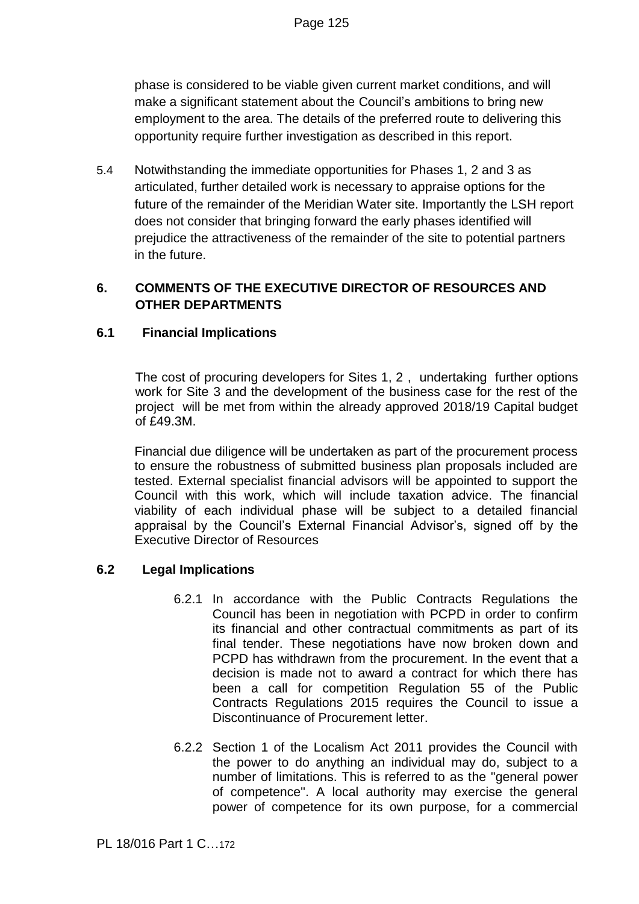phase is considered to be viable given current market conditions, and will make a significant statement about the Council's ambitions to bring new employment to the area. The details of the preferred route to delivering this opportunity require further investigation as described in this report.

5.4 Notwithstanding the immediate opportunities for Phases 1, 2 and 3 as articulated, further detailed work is necessary to appraise options for the future of the remainder of the Meridian Water site. Importantly the LSH report does not consider that bringing forward the early phases identified will prejudice the attractiveness of the remainder of the site to potential partners in the future.

## 6. COMMENTS OF THE EXECUTIVE DIRECTOR OF RESOURCES AND OTHER DEPARTMENTS

### 6.1 Financial Implications

The cost of procuring developers for Sites 1, 2 , undertaking further options work for Site 3 and the development of the business case for the rest of the project will be met from within the already approved 2018/19 Capital budget of £49.3M.

Financial due diligence will be undertaken as part of the procurement process to ensure the robustness of submitted business plan proposals included are tested. External specialist financial advisors will be appointed to support the Council with this work, which will include taxation advice. The financial viability of each individual phase will be subject to a detailed financial appraisal by the Council's External Financial Advisor's, signed off by the Executive Director of Resources

### 6.2 Legal Implications

6.2.1 In accordance with the Public Contracts Regulations the Council has been in negotiation with PCPD in order to confirm its financial and other contractual commitments as part of its final tender. These negotiations have now broken down and PCPD has withdrawn from the procurement. In the event that a decision is made not to award a contract for which there has been a call for competition Regulation 55 of the Public Contracts Regulations 2015 requires the Council to issue a Discontinuance of Procurement letter.

6.2.2 Section 1 of the Localism Act 2011 provides the Council with the power to do anything an individual may do, subject to a number of limitations. This is referred to as the "general power of competence". A local authority may exercise the general power of competence for its own purpose, for a commercial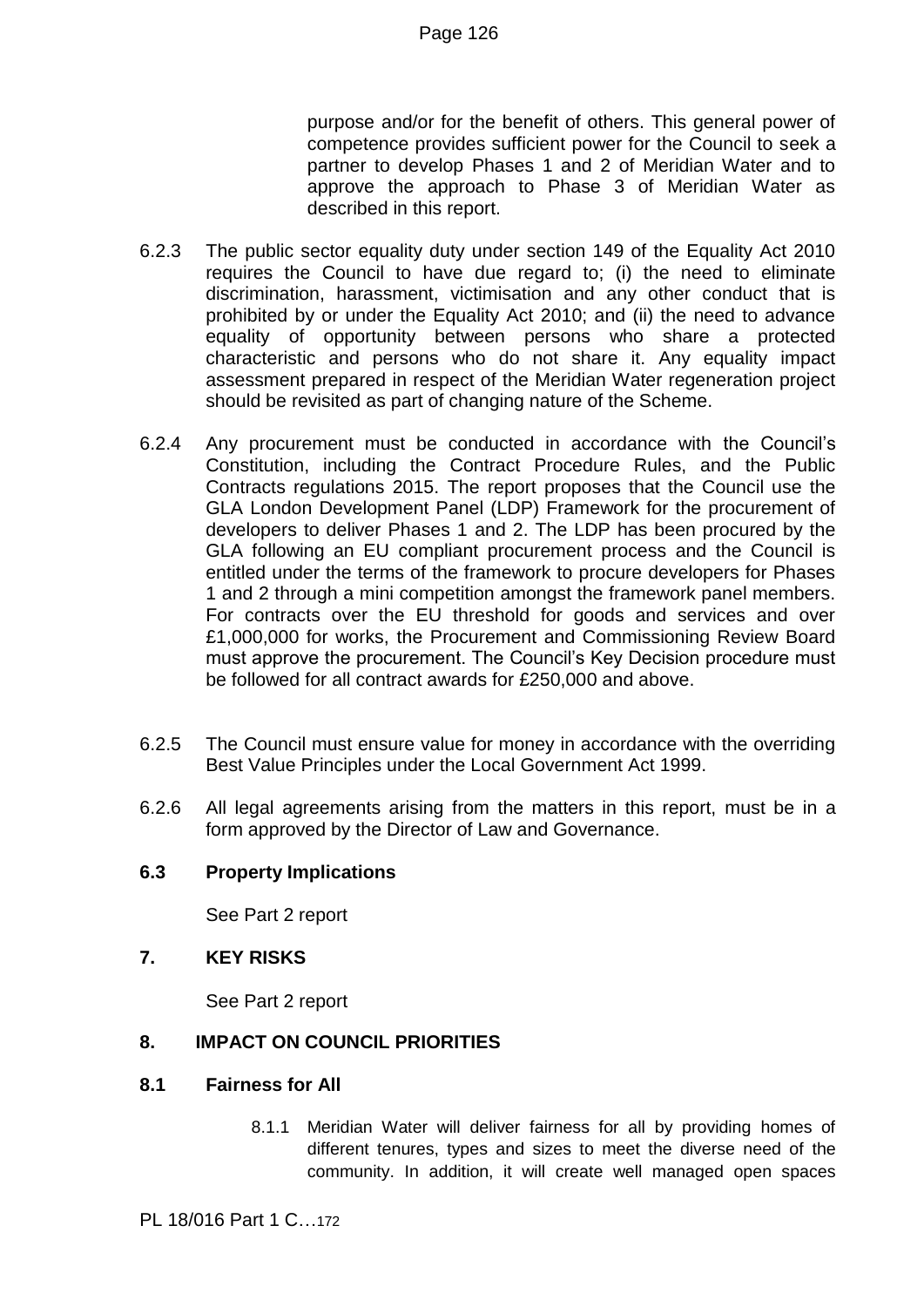purpose and/or for the benefit of others. This general power of competence provides sufficient power for the Council to seek a partner to develop Phases 1 and 2 of Meridian Water and to approve the approach to Phase 3 of Meridian Water as described in this report.

6.2.3 The public sector equality duty under section 149 of the Equality Act 2010 requires the Council to have due regard to; (i) the need to eliminate discrimination, harassment, victimisation and any other conduct that is prohibited by or under the Equality Act 2010; and (ii) the need to advance equality of opportunity between persons who share a protected characteristic and persons who do not share it. Any equality impact assessment prepared in respect of the Meridian Water regeneration project should be revisited as part of changing nature of the Scheme.

6.2.4 Any procurement must be conducted in accordance with the Council's Constitution, including the Contract Procedure Rules, and the Public Contracts regulations 2015. The report proposes that the Council use the GLA London Development Panel (LDP) Framework for the procurement of developers to deliver Phases 1 and 2. The LDP has been procured by the GLA following an EU compliant procurement process and the Council is entitled under the terms of the framework to procure developers for Phases 1 and 2 through a mini competition amongst the framework panel members. For contracts over the EU threshold for goods and services and over £1,000,000 for works, the Procurement and Commissioning Review Board must approve the procurement. The Council's Key Decision procedure must be followed for all contract awards for £250,000 and above.

6.2.5 The Council must ensure value for money in accordance with the overriding Best Value Principles under the Local Government Act 1999.

6.2.6 All legal agreements arising from the matters in this report, must be in a form approved by the Director of Law and Governance.

### 6.3 Property Implications

See Part 2 report

## 7. KEY RISKS

See Part 2 report

## 8. IMPACT ON COUNCIL PRIORITIES

### 8.1 Fairness for All

8.1.1 Meridian Water will deliver fairness for all by providing homes of different tenures, types and sizes to meet the diverse need of the community. In addition, it will create well managed open spaces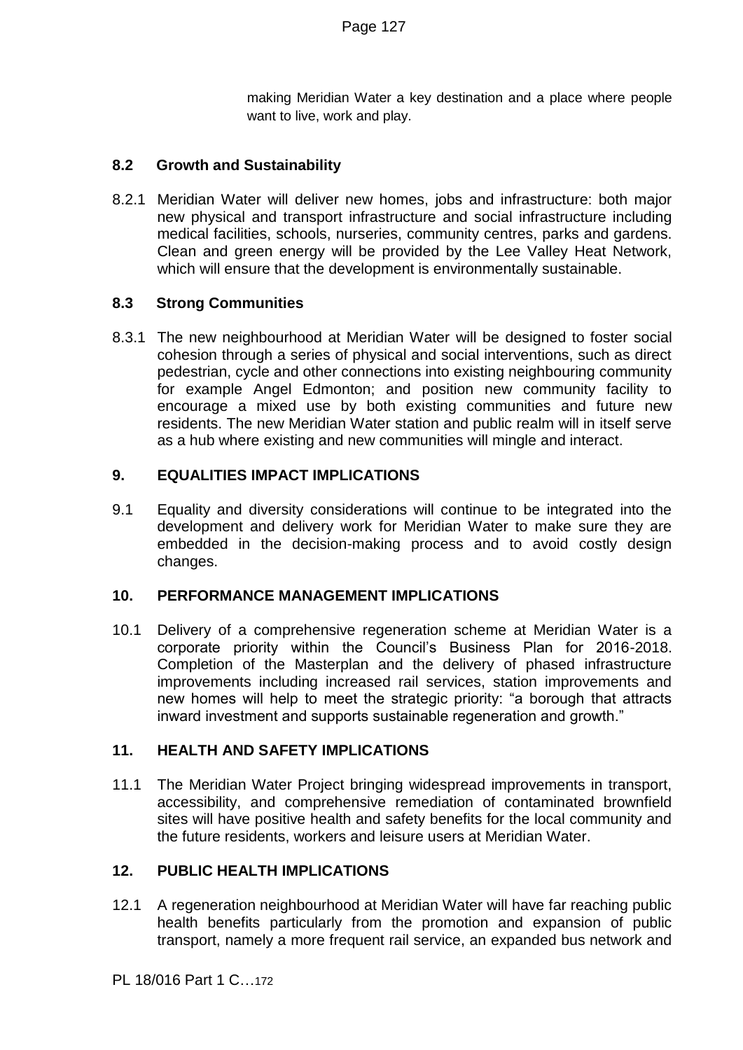making Meridian Water a key destination and a place where people want to live, work and play.

### 8.2 Growth and Sustainability

8.2.1 Meridian Water will deliver new homes, jobs and infrastructure: both major new physical and transport infrastructure and social infrastructure including medical facilities, schools, nurseries, community centres, parks and gardens. Clean and green energy will be provided by the Lee Valley Heat Network, which will ensure that the development is environmentally sustainable.

### 8.3 Strong Communities

8.3.1 The new neighbourhood at Meridian Water will be designed to foster social cohesion through a series of physical and social interventions, such as direct pedestrian, cycle and other connections into existing neighbouring community for example Angel Edmonton; and position new community facility to encourage a mixed use by both existing communities and future new residents. The new Meridian Water station and public realm will in itself serve as a hub where existing and new communities will mingle and interact.

## 9. EQUALITIES IMPACT IMPLICATIONS

9.1 Equality and diversity considerations will continue to be integrated into the development and delivery work for Meridian Water to make sure they are embedded in the decision-making process and to avoid costly design changes.

## 10. PERFORMANCE MANAGEMENT IMPLICATIONS

10.1 Delivery of a comprehensive regeneration scheme at Meridian Water is a corporate priority within the Council's Business Plan for 2016-2018. Completion of the Masterplan and the delivery of phased infrastructure improvements including increased rail services, station improvements and new homes will help to meet the strategic priority: "a borough that attracts inward investment and supports sustainable regeneration and growth."

## 11. HEALTH AND SAFETY IMPLICATIONS

11.1 The Meridian Water Project bringing widespread improvements in transport, accessibility, and comprehensive remediation of contaminated brownfield sites will have positive health and safety benefits for the local community and the future residents, workers and leisure users at Meridian Water.

## 12. PUBLIC HEALTH IMPLICATIONS

12.1 A regeneration neighbourhood at Meridian Water will have far reaching public health benefits particularly from the promotion and expansion of public transport, namely a more frequent rail service, an expanded bus network and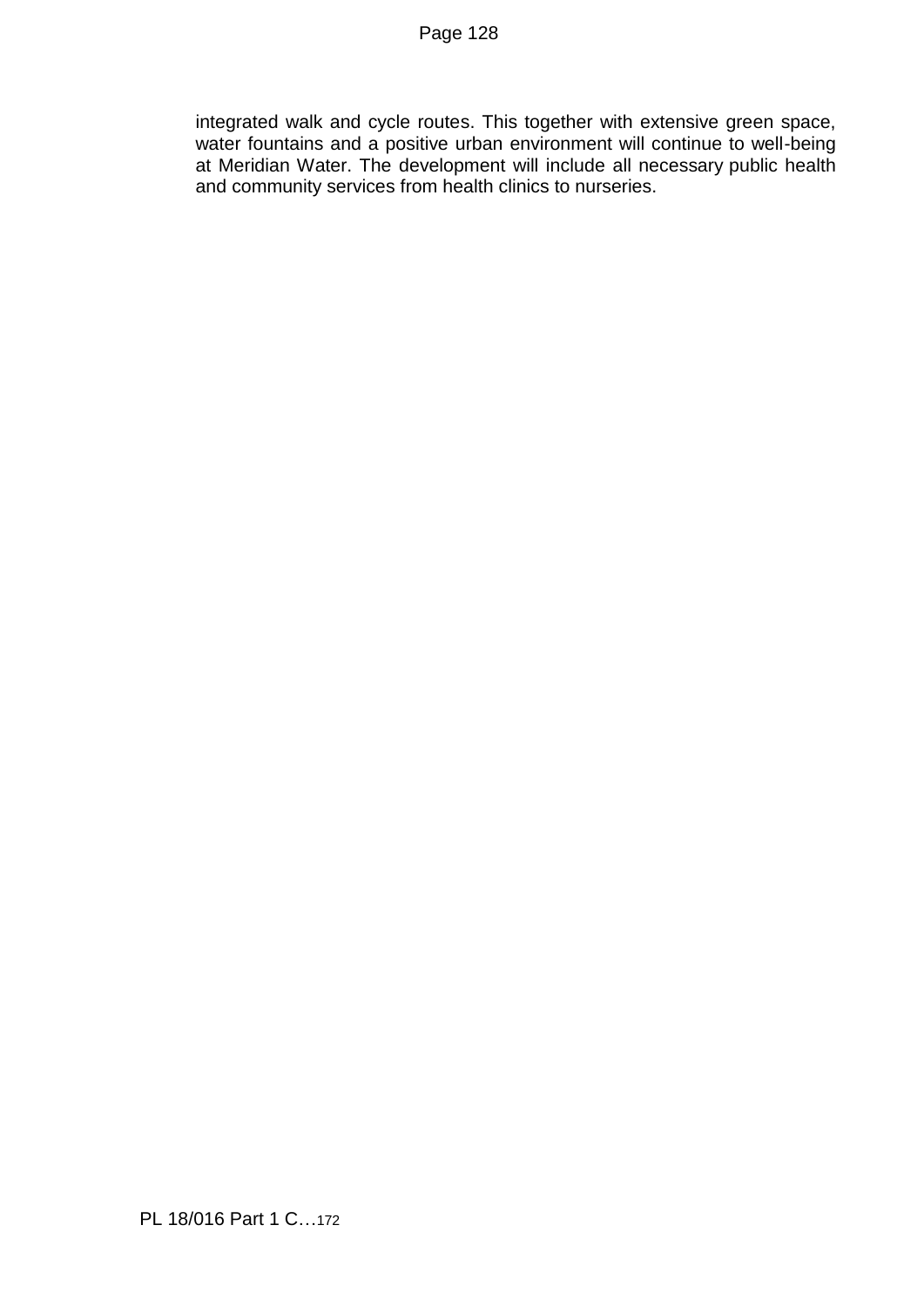integrated walk and cycle routes. This together with extensive green space, water fountains and a positive urban environment will continue to well-being at Meridian Water. The development will include all necessary public health and community services from health clinics to nurseries.